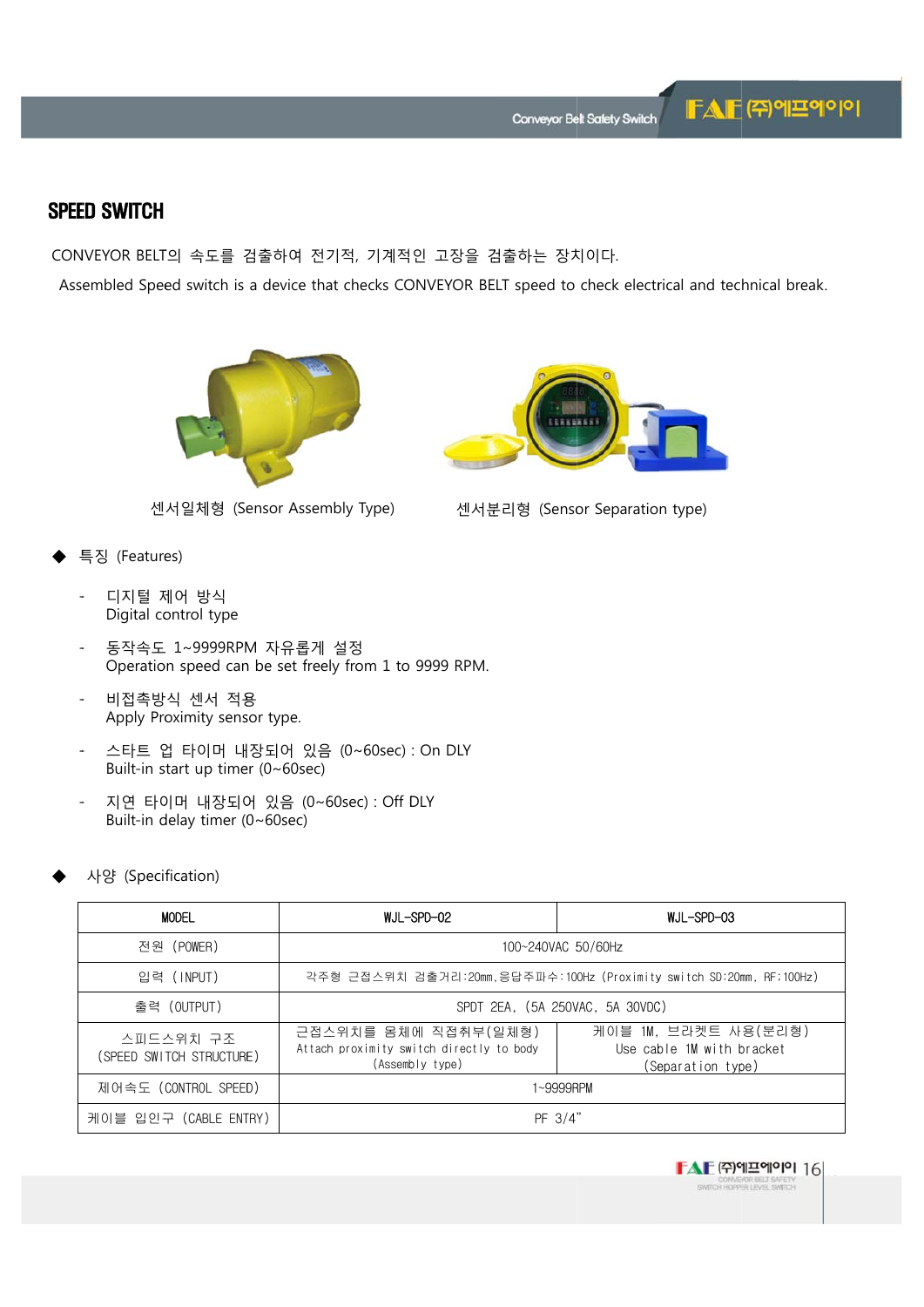# SPEED SWITCH

CONVEYOR BELT의 속도를 검출하여 전기적, 기계적인 고장을 검출하는 장치이다.

Assembled Speed switch is a device that checks CONVEYOR BELT speed to check electrical and technical break.

센서일체형 (Sensor Assembly Type)

센서분리형 (Sensor Separation type)

◆ 특징 (Features)

- 디지털 제어 방식
  Digital control type
- 동작속도 1~9999RPM 자유롭게 설정
  Operation speed can be set freely from 1 to 9999 RPM.
- 비접촉방식 센서 적용
  Apply Proximity sensor type.
- 스타트 업 타이머 내장되어 있음 (0~60sec) : On DLY
  Built-in start up timer (0~60sec)
- 지연 타이머 내장되어 있음 (0~60sec) : Off DLY
  Built-in delay timer (0~60sec)

◆ 사양 (Specification)

| MODEL | WJL-SPD-02 | WJL-SPD-03 |
|---|---|---|
| 전원 (POWER) | 100~240VAC 50/60Hz | |
| 입력 (INPUT) | 각주형 근접스위치 검출거리:20mm,응답주파수:100Hz (Proximity switch SD:20mm, RF:100Hz) | |
| 출력 (OUTPUT) | SPDT 2EA, (5A 250VAC, 5A 30VDC) | |
| 스피드스위치 구조 (SPEED SWITCH STRUCTURE) | 근접스위치를 몸체에 직접취부(일체형) Attach proximity switch directly to body (Assembly type) | 케이블 1M, 브라켓트 사용(분리형) Use cable 1M with bracket (Separation type) |
| 제어속도 (CONTROL SPEED) | 1~9999RPM | |
| 케이블 입인구 (CABLE ENTRY) | PF 3/4" | |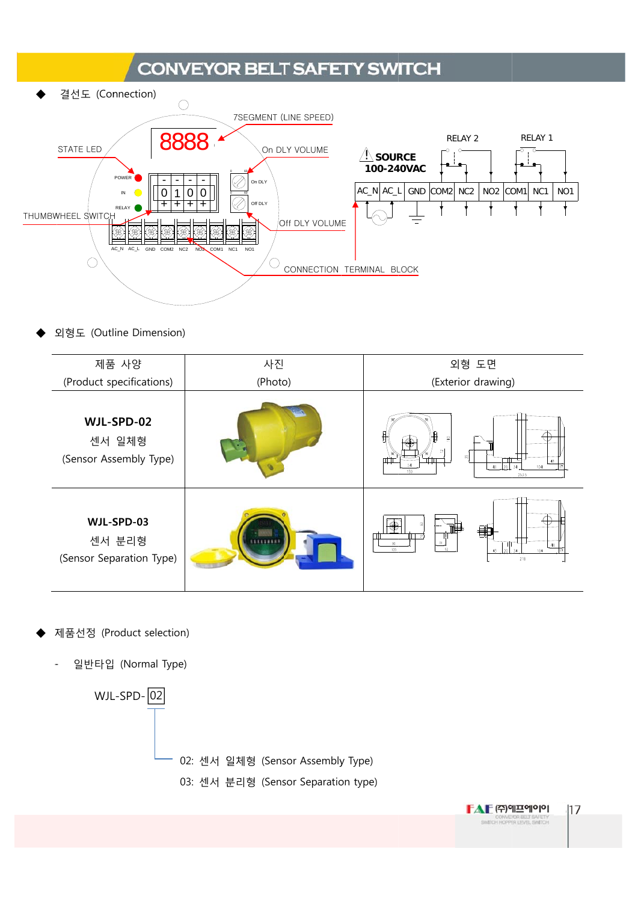# CONVEYOR BELT SAFETY SWITCH

◆ 결선도 (Connection)

7SEGMENT (LINE SPEED)

STATE LED

On DLY VOLUME

THUMBWHEEL SWITCH

Off DLY VOLUME

CONNECTION TERMINAL BLOCK

POWER

IN

RELAY

On DLY

Off DLY

8888

AC_N AC_L GND COM2 NC2 NO2 COM1 NC1 NO1

RELAY 2

RELAY 1

SOURCE
100-240VAC

| AC_N | AC_L | GND | COM2 | NC2 | NO2 | COM1 | NC1 | NO1 |
|---|---|---|---|---|---|---|---|---|

◆ 외형도 (Outline Dimension)

| 제품 사양<br>(Product specifications) | 사진<br>(Photo) | 외형 도면<br>(Exterior drawing) |
|---|---|---|
| **WJL-SPD-02**<br>센서 일체형<br>(Sensor Assembly Type) | | |
| **WJL-SPD-03**<br>센서 분리형<br>(Sensor Separation Type) | | |

◆ 제품선정 (Product selection)

- 일반타입 (Normal Type)

WJL-SPD-02

02: 센서 일체형 (Sensor Assembly Type)

03: 센서 분리형 (Sensor Separation type)